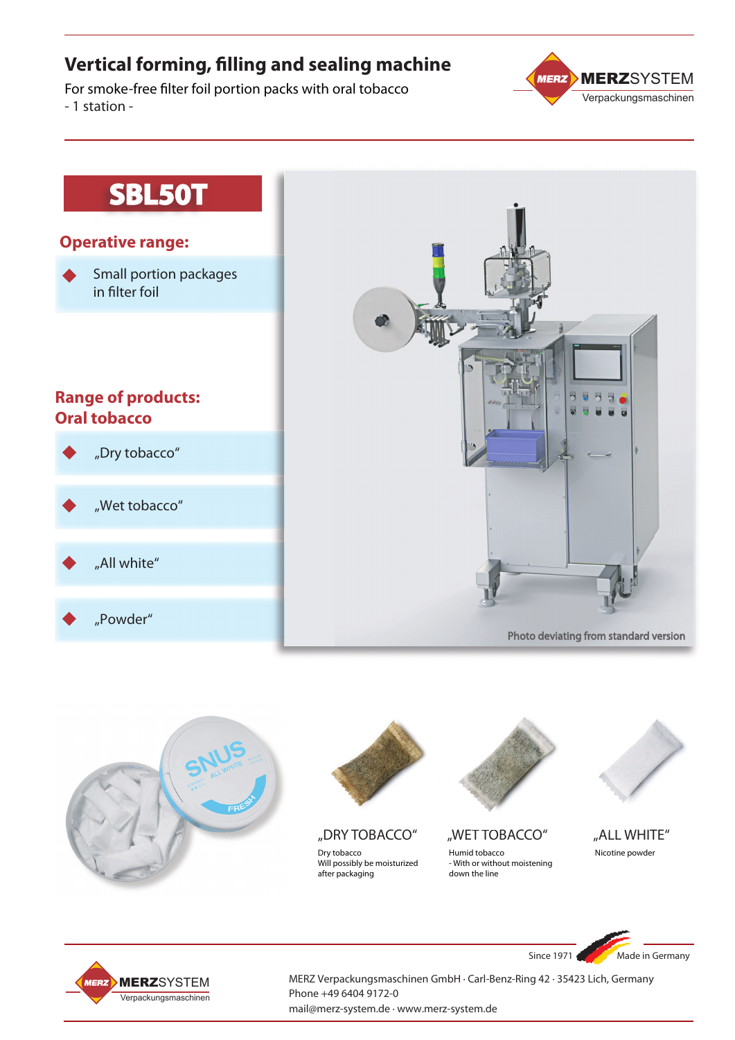# Vertical forming, filling and sealing machine

For smoke-free filter foil portion packs with oral tobacco
- 1 station -

MERZSYSTEM
Verpackungsmaschinen

## SBL50T

### Operative range:

- Small portion packages in filter foil

### Range of products: Oral tobacco

- „Dry tobacco“
- „Wet tobacco“
- „All white“
- „Powder“

Photo deviating from standard version

**„DRY TOBACCO“**
Dry tobacco
Will possibly be moisturized after packaging

**„WET TOBACCO“**
Humid tobacco
- With or without moistening down the line

**„ALL WHITE“**
Nicotine powder

Since 1971 Made in Germany

MERZSYSTEM
Verpackungsmaschinen

MERZ Verpackungsmaschinen GmbH · Carl-Benz-Ring 42 · 35423 Lich, Germany
Phone +49 6404 9172-0
mail@merz-system.de · www.merz-system.de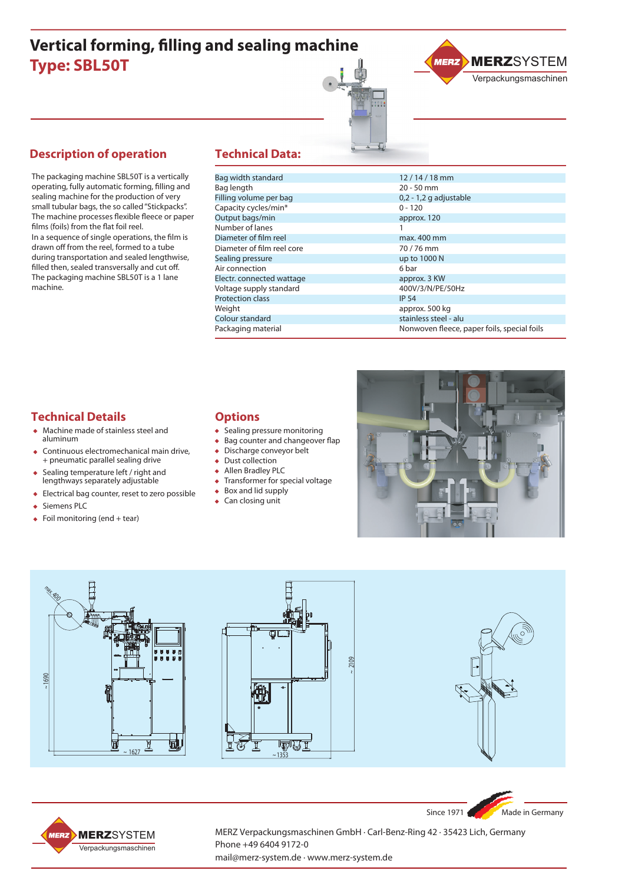# Vertical forming, filling and sealing machine

## Type: SBL50T

MERZSYSTEM
Verpackungsmaschinen

## Description of operation

The packaging machine SBL50T is a vertically operating, fully automatic forming, filling and sealing machine for the production of very small tubular bags, the so called "Stickpacks". The machine processes flexible fleece or paper films (foils) from the flat foil reel.
In a sequence of single operations, the film is drawn off from the reel, formed to a tube during transportation and sealed lengthwise, filled then, sealed transversally and cut off. The packaging machine SBL50T is a 1 lane machine.

## Technical Data:

| | |
|---|---|
| Bag width standard | 12 / 14 / 18 mm |
| Bag length | 20 - 50 mm |
| Filling volume per bag | 0,2 - 1,2 g adjustable |
| Capacity cycles/min* | 0 - 120 |
| Output bags/min | approx. 120 |
| Number of lanes | 1 |
| Diameter of film reel | max. 400 mm |
| Diameter of film reel core | 70 / 76 mm |
| Sealing pressure | up to 1000 N |
| Air connection | 6 bar |
| Electr. connected wattage | approx. 3 KW |
| Voltage supply standard | 400V/3/N/PE/50Hz |
| Protection class | IP 54 |
| Weight | approx. 500 kg |
| Colour standard | stainless steel - alu |
| Packaging material | Nonwoven fleece, paper foils, special foils |

## Technical Details

- Machine made of stainless steel and aluminum
- Continuous electromechanical main drive, + pneumatic parallel sealing drive
- Sealing temperature left / right and lengthways separately adjustable
- Electrical bag counter, reset to zero possible
- Siemens PLC
- Foil monitoring (end + tear)

## Options

- Sealing pressure monitoring
- Bag counter and changeover flap
- Discharge conveyor belt
- Dust collection
- Allen Bradley PLC
- Transformer for special voltage
- Box and lid supply
- Can closing unit

max. 400
~ 1690
~ 1627
~ 2109
~ 1353

MERZSYSTEM
Verpackungsmaschinen

Since 1971 Made in Germany

MERZ Verpackungsmaschinen GmbH · Carl-Benz-Ring 42 · 35423 Lich, Germany
Phone +49 6404 9172-0
mail@merz-system.de · www.merz-system.de